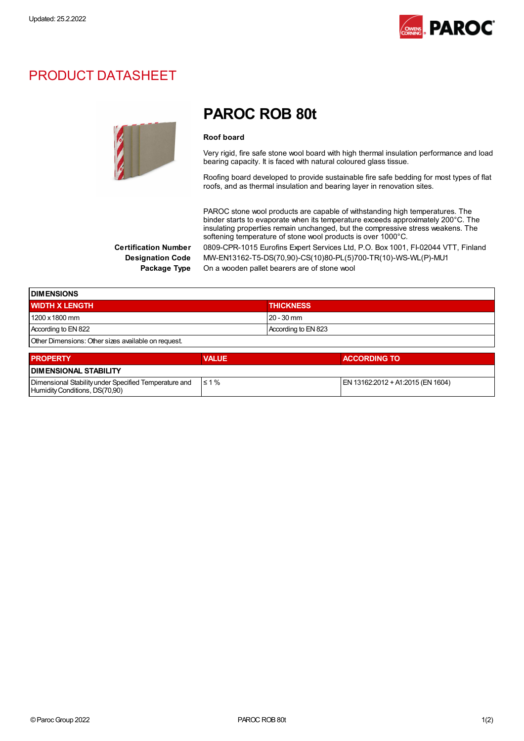Updated: 25.2.2022

# PRODUCT DATASHEET

## PAROC ROB 80t

**Roof board**

Very rigid, fire safe stone wool board with high thermal insulation performance and load bearing capacity. It is faced with natural coloured glass tissue.

Roofing board developed to provide sustainable fire safe bedding for most types of flat roofs, and as thermal insulation and bearing layer in renovation sites.

PAROC stone wool products are capable of withstanding high temperatures. The binder starts to evaporate when its temperature exceeds approximately 200°C. The insulating properties remain unchanged, but the compressive stress weakens. The softening temperature of stone wool products is over 1000°C.

**Certification Number** 0809-CPR-1015 Eurofins Expert Services Ltd, P.O. Box 1001, FI-02044 VTT, Finland

**Designation Code** MW-EN13162-T5-DS(70,90)-CS(10)80-PL(5)700-TR(10)-WS-WL(P)-MU1

**Package Type** On a wooden pallet bearers are of stone wool

| DIMENSIONS | |
|---|---|
| **WIDTH X LENGTH** | **THICKNESS** |
| 1200 x 1800 mm | 20 - 30 mm |
| According to EN 822 | According to EN 823 |
| Other Dimensions: Other sizes available on request. | |

| PROPERTY | VALUE | ACCORDING TO |
|---|---|---|
| **DIMENSIONAL STABILITY** | | |
| Dimensional Stability under Specified Temperature and Humidity Conditions, DS(70,90) | ≤ 1 % | EN 13162:2012 + A1:2015 (EN 1604) |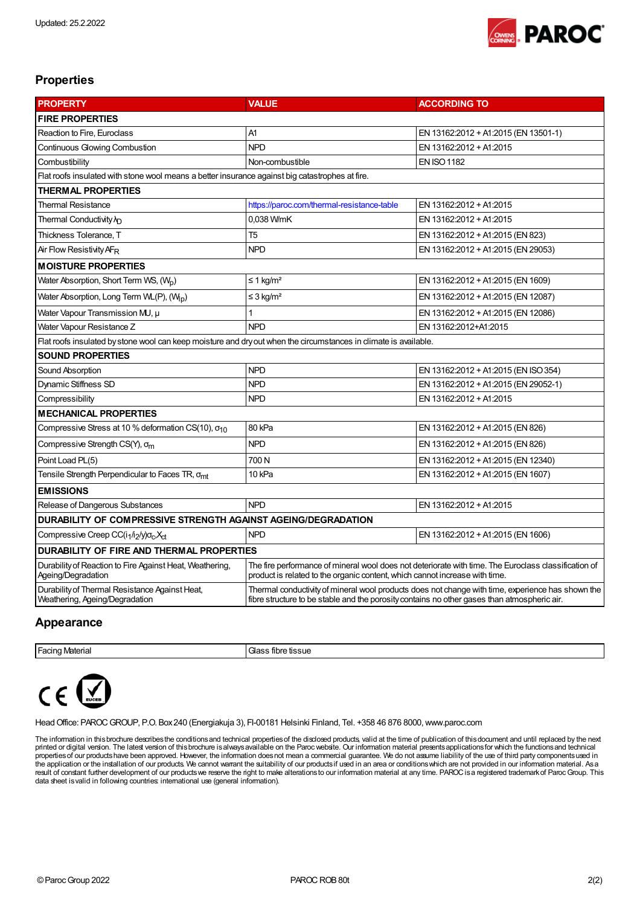Updated: 25.2.2022

## Properties

| PROPERTY | VALUE | ACCORDING TO |
|---|---|---|
| **FIRE PROPERTIES** | | |
| Reaction to Fire, Euroclass | A1 | EN 13162:2012 + A1:2015 (EN 13501-1) |
| Continuous Glowing Combustion | NPD | EN 13162:2012 + A1:2015 |
| Combustibility | Non-combustible | EN ISO 1182 |
| Flat roofs insulated with stone wool means a better insurance against big catastrophes at fire. | | |
| **THERMAL PROPERTIES** | | |
| Thermal Resistance | https://paroc.com/thermal-resistance-table | EN 13162:2012 + A1:2015 |
| Thermal Conductivity $\lambda_D$ | 0,038 W/mK | EN 13162:2012 + A1:2015 |
| Thickness Tolerance, T | T5 | EN 13162:2012 + A1:2015 (EN 823) |
| Air Flow Resistivity $AF_R$ | NPD | EN 13162:2012 + A1:2015 (EN 29053) |
| **MOISTURE PROPERTIES** | | |
| Water Absorption, Short Term WS, ($W_p$) | ≤ 1 kg/m² | EN 13162:2012 + A1:2015 (EN 1609) |
| Water Absorption, Long Term WL(P), ($W_{lp}$) | ≤ 3 kg/m² | EN 13162:2012 + A1:2015 (EN 12087) |
| Water Vapour Transmission MU, µ | 1 | EN 13162:2012 + A1:2015 (EN 12086) |
| Water Vapour Resistance Z | NPD | EN 13162:2012+A1:2015 |
| Flat roofs insulated by stone wool can keep moisture and dry out when the circumstances in climate is available. | | |
| **SOUND PROPERTIES** | | |
| Sound Absorption | NPD | EN 13162:2012 + A1:2015 (EN ISO 354) |
| Dynamic Stiffness SD | NPD | EN 13162:2012 + A1:2015 (EN 29052-1) |
| Compressibility | NPD | EN 13162:2012 + A1:2015 |
| **MECHANICAL PROPERTIES** | | |
| Compressive Stress at 10 % deformation CS(10), $\sigma_{10}$ | 80 kPa | EN 13162:2012 + A1:2015 (EN 826) |
| Compressive Strength CS(Y), $\sigma_m$ | NPD | EN 13162:2012 + A1:2015 (EN 826) |
| Point Load PL(5) | 700 N | EN 13162:2012 + A1:2015 (EN 12340) |
| Tensile Strength Perpendicular to Faces TR, $\sigma_{mt}$ | 10 kPa | EN 13162:2012 + A1:2015 (EN 1607) |
| **EMISSIONS** | | |
| Release of Dangerous Substances | NPD | EN 13162:2012 + A1:2015 |
| **DURABILITY OF COMPRESSIVE STRENGTH AGAINST AGEING/DEGRADATION** | | |
| Compressive Creep $CC(i_1/i_2/y)\sigma_c X_{ct}$ | NPD | EN 13162:2012 + A1:2015 (EN 1606) |
| **DURABILITY OF FIRE AND THERMAL PROPERTIES** | | |
| Durability of Reaction to Fire Against Heat, Weathering, Ageing/Degradation | The fire performance of mineral wool does not deteriorate with time. The Euroclass classification of product is related to the organic content, which cannot increase with time. | |
| Durability of Thermal Resistance Against Heat, Weathering, Ageing/Degradation | Thermal conductivity of mineral wool products does not change with time, experience has shown the fibre structure to be stable and the porosity contains no other gases than atmospheric air. | |

## Appearance

| | |
|---|---|
| Facing Material | Glass fibre tissue |

Head Office: PAROC GROUP, P.O. Box 240 (Energiakuja 3), FI-00181 Helsinki Finland, Tel. +358 46 876 8000, www.paroc.com

The information in this brochure describes the conditions and technical properties of the disclosed products, valid at the time of publication of this document and until replaced by the next printed or digital version. The latest version of this brochure is always available on the Paroc website. Our information material presents applications for which the functions and technical properties of our products have been approved. However, the information does not mean a commercial guarantee. We do not assume liability of the use of third party components used in the application or the installation of our products. We cannot warrant the suitability of our products if used in an area or conditions which are not provided in our information material. As a result of constant further development of our products we reserve the right to make alterations to our information material at any time. PAROC is a registered trademark of Paroc Group. This data sheet is valid in following countries: international use (general information).

© Paroc Group 2022 PAROC ROB 80t